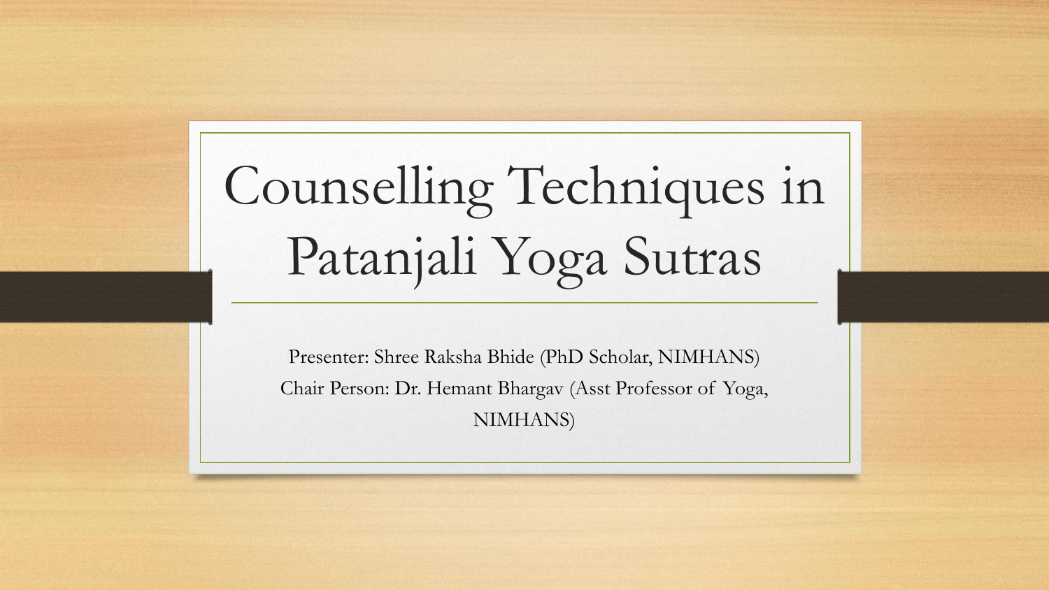# Counselling Techniques in Patanjali Yoga Sutras

Presenter: Shree Raksha Bhide (PhD Scholar, NIMHANS)

Chair Person: Dr. Hemant Bhargav (Asst Professor of Yoga, NIMHANS)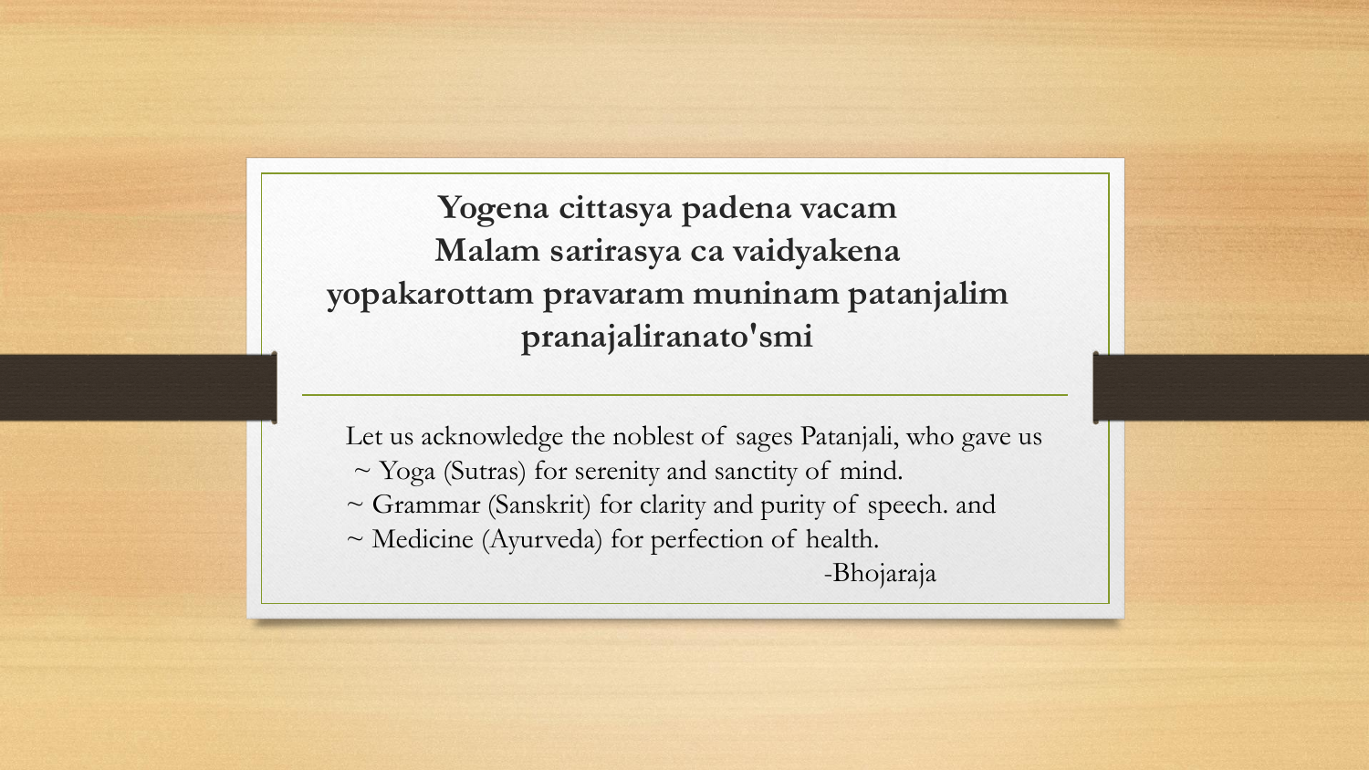**Yogena cittasya padena vacam**
**Malam sarirasya ca vaidyakena**
**yopakarottam pravaram muninam patanjalim**
**pranajaliranato'smi**

---

Let us acknowledge the noblest of sages Patanjali, who gave us
~ Yoga (Sutras) for serenity and sanctity of mind.
~ Grammar (Sanskrit) for clarity and purity of speech. and
~ Medicine (Ayurveda) for perfection of health.

-Bhojaraja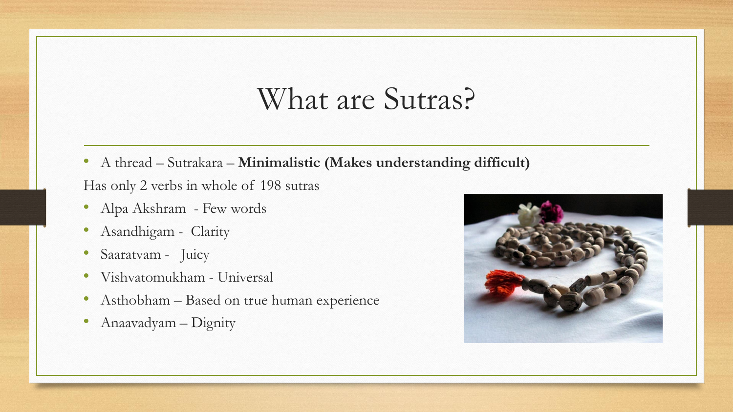# What are Sutras?

- A thread – Sutrakara – **Minimalistic (Makes understanding difficult)**

Has only 2 verbs in whole of 198 sutras

- Alpa Akshram - Few words
- Asandhigam - Clarity
- Saaratvam - Juicy
- Vishvatomukham - Universal
- Asthobham – Based on true human experience
- Anaavadyam – Dignity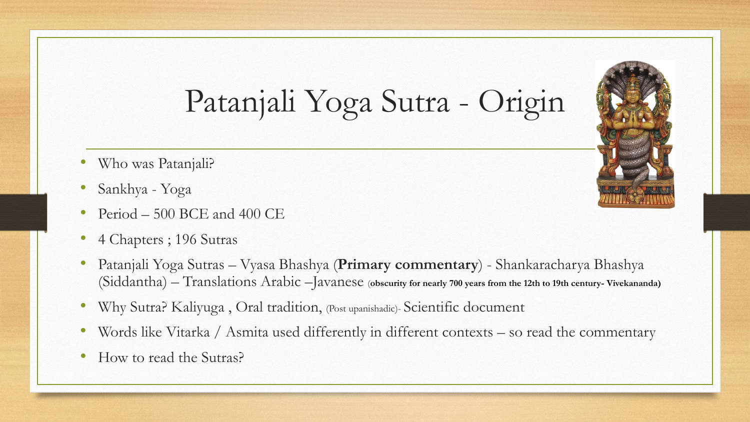# Patanjali Yoga Sutra - Origin

- Who was Patanjali?
- Sankhya - Yoga
- Period – 500 BCE and 400 CE
- 4 Chapters ; 196 Sutras
- Patanjali Yoga Sutras – Vyasa Bhashya (**Primary commentary**) - Shankaracharya Bhashya (Siddantha) – Translations Arabic –Javanese (**obscurity for nearly 700 years from the 12th to 19th century- Vivekananda)**
- Why Sutra? Kaliyuga , Oral tradition, (Post upanishadic)- Scientific document
- Words like Vitarka / Asmita used differently in different contexts – so read the commentary
- How to read the Sutras?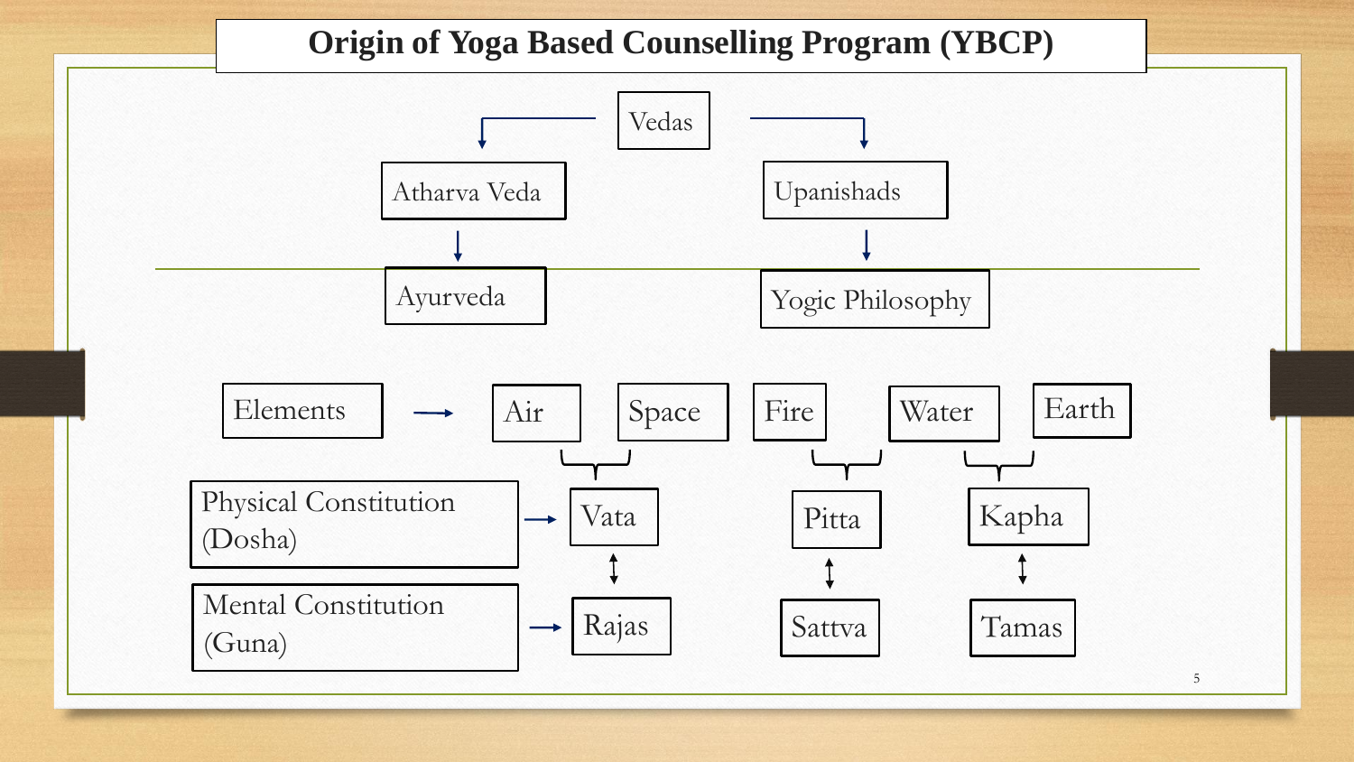# Origin of Yoga Based Counselling Program (YBCP)

Vedas

- Atharva Veda → Ayurveda
- Upanishads → Yogic Philosophy

| Elements → | Air | Space | Fire | Water | Earth |
|---|---|---|---|---|---|
| Physical Constitution (Dosha) → | Vata | | Pitta | Kapha | |
| Mental Constitution (Guna) → | Rajas | | Sattva | Tamas | |

- Air + Space → Vata ↕ Rajas
- Fire + Water → Pitta ↕ Sattva
- Water + Earth → Kapha ↕ Tamas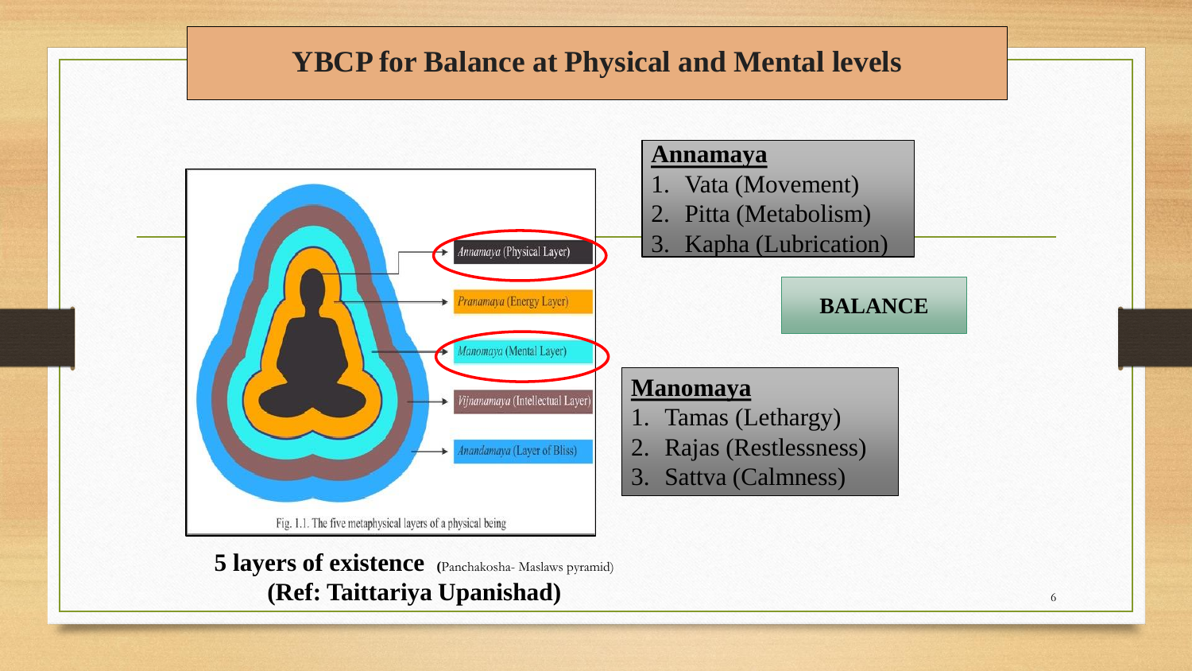# YBCP for Balance at Physical and Mental levels

*Annamaya* (Physical Layer)

*Pranamaya* (Energy Layer)

*Manomaya* (Mental Layer)

*Vijnanamaya* (Intellectual Layer)

*Anandamaya* (Layer of Bliss)

Fig. 1.1. The five metaphysical layers of a physical being

**5 layers of existence** (Panchakosha- Maslaws pyramid)
**(Ref: Taittariya Upanishad)**

**Annamaya**

1. Vata (Movement)
2. Pitta (Metabolism)
3. Kapha (Lubrication)

**BALANCE**

**Manomaya**

1. Tamas (Lethargy)
2. Rajas (Restlessness)
3. Sattva (Calmness)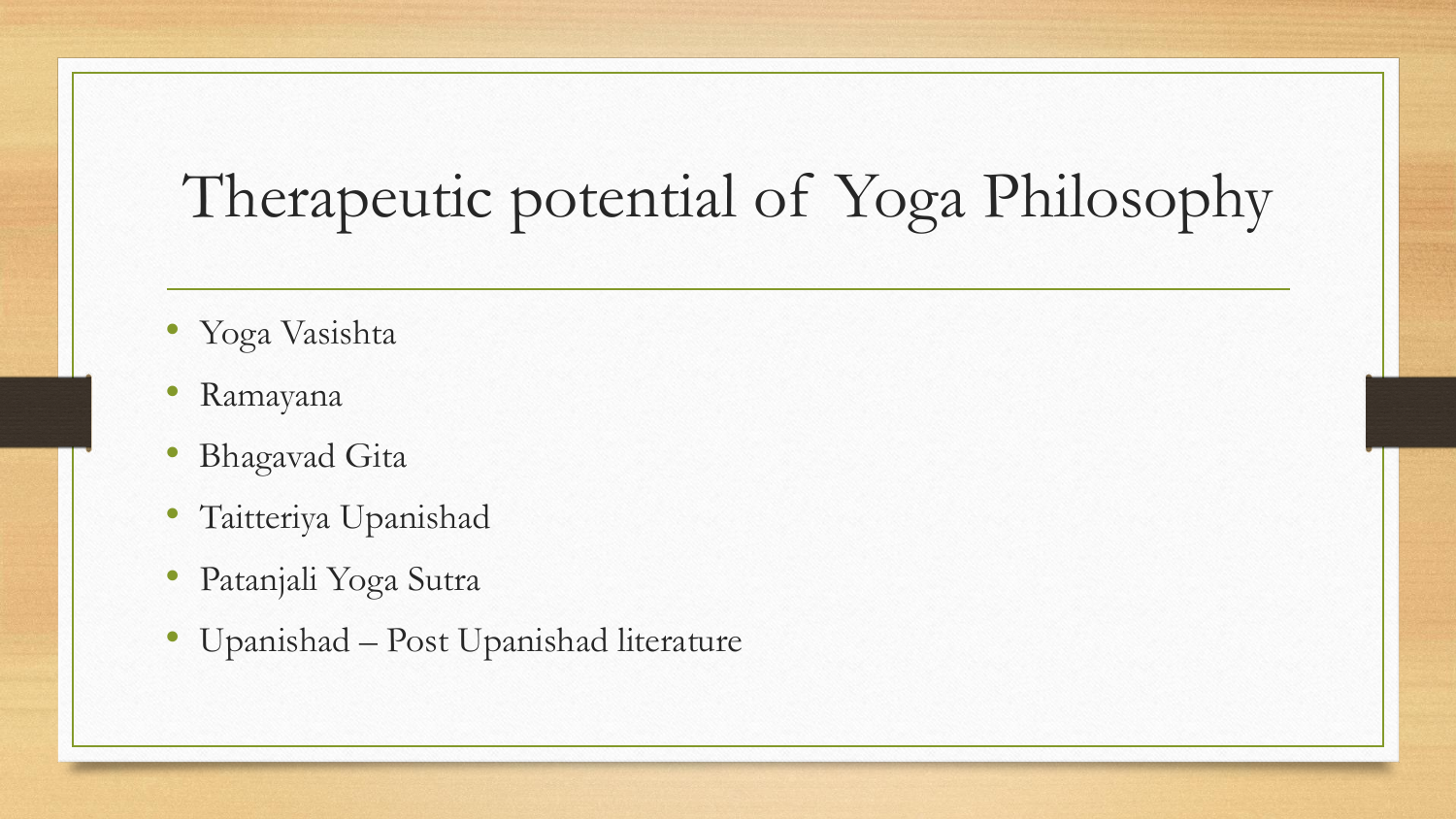# Therapeutic potential of Yoga Philosophy

- Yoga Vasishta
- Ramayana
- Bhagavad Gita
- Taitteriya Upanishad
- Patanjali Yoga Sutra
- Upanishad – Post Upanishad literature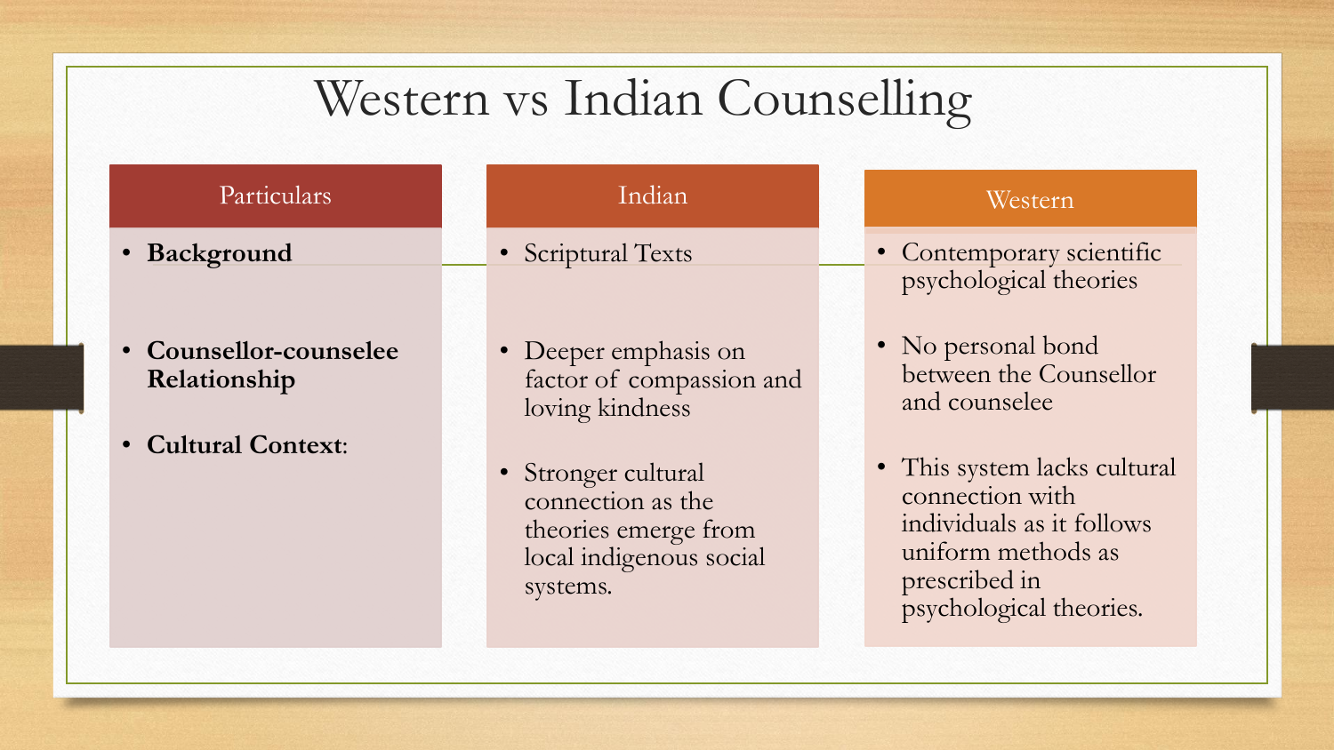# Western vs Indian Counselling

| Particulars | Indian | Western |
|---|---|---|
| **Background** | Scriptural Texts | Contemporary scientific psychological theories |
| **Counsellor-counselee Relationship** | Deeper emphasis on factor of compassion and loving kindness | No personal bond between the Counsellor and counselee |
| **Cultural Context**: | Stronger cultural connection as the theories emerge from local indigenous social systems. | This system lacks cultural connection with individuals as it follows uniform methods as prescribed in psychological theories. |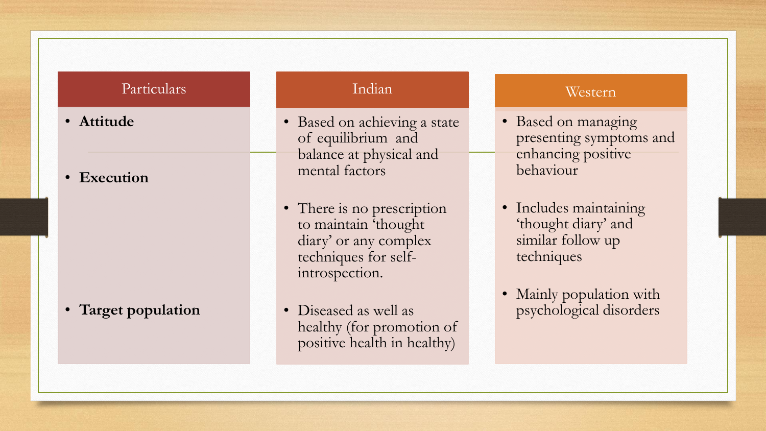| Particulars | Indian | Western |
| --- | --- | --- |
| **Attitude** | Based on achieving a state of equilibrium and balance at physical and mental factors | Based on managing presenting symptoms and enhancing positive behaviour |
| **Execution** | There is no prescription to maintain 'thought diary' or any complex techniques for self-introspection. | Includes maintaining 'thought diary' and similar follow up techniques |
| **Target population** | Diseased as well as healthy (for promotion of positive health in healthy) | Mainly population with psychological disorders |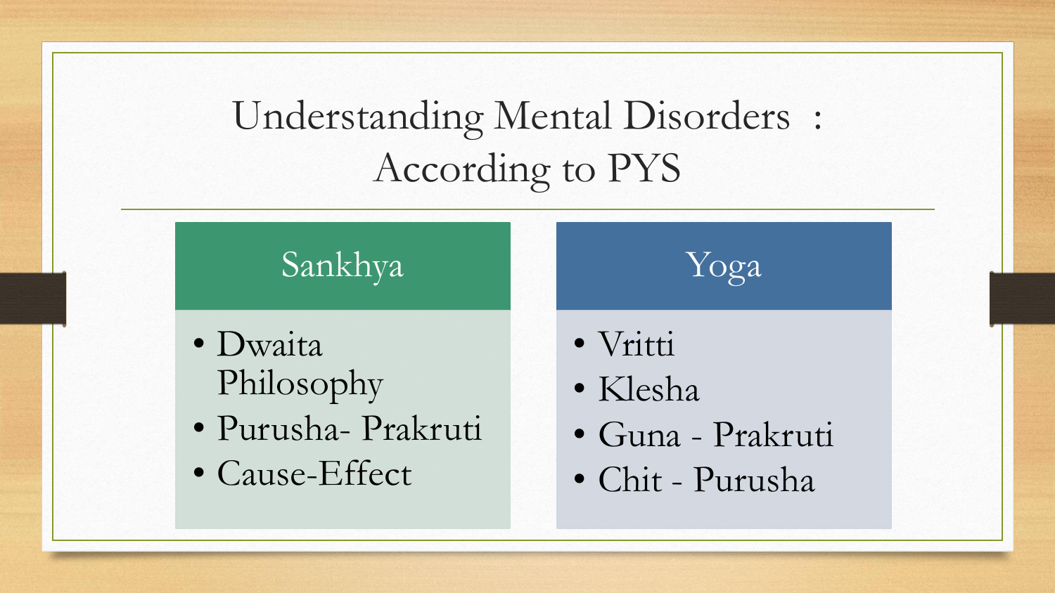# Understanding Mental Disorders : According to PYS

## Sankhya

- Dwaita Philosophy
- Purusha- Prakruti
- Cause-Effect

## Yoga

- Vritti
- Klesha
- Guna - Prakruti
- Chit - Purusha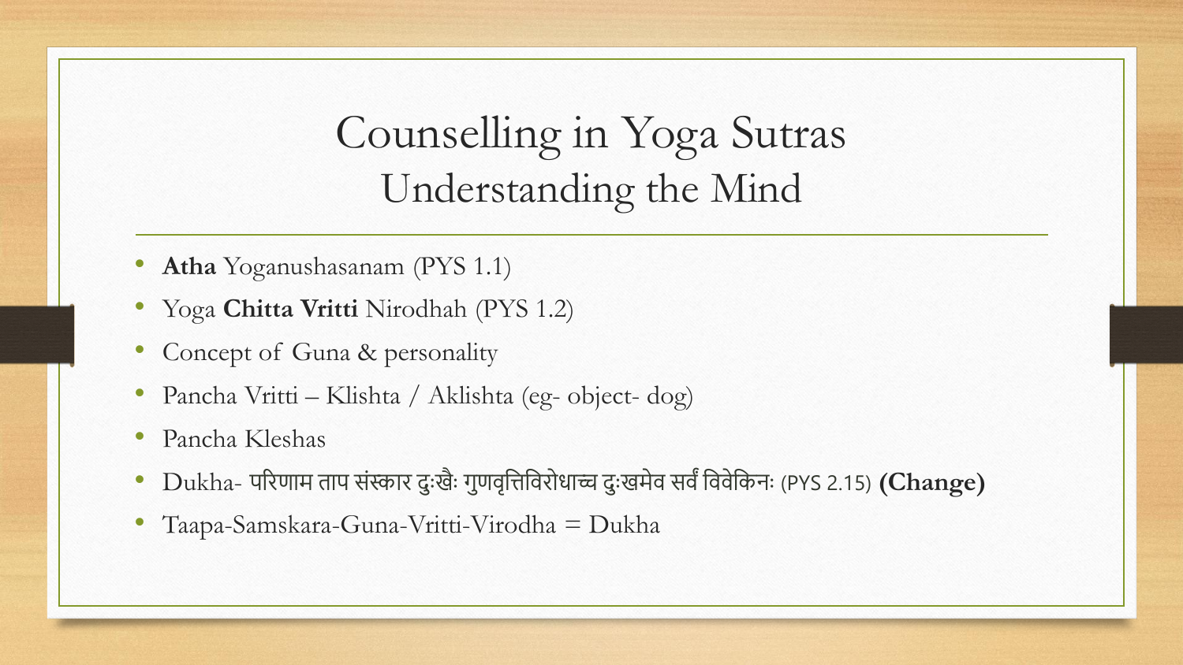# Counselling in Yoga Sutras
## Understanding the Mind

- **Atha** Yoganushasanam (PYS 1.1)
- Yoga **Chitta Vritti** Nirodhah (PYS 1.2)
- Concept of Guna & personality
- Pancha Vritti – Klishta / Aklishta (eg- object- dog)
- Pancha Kleshas
- Dukha- परिणाम ताप संस्कार दुःखैः गुणवृत्तिविरोधाच्च दुःखमेव सर्वं विवेकिनः (PYS 2.15) **(Change)**
- Taapa-Samskara-Guna-Vritti-Virodha = Dukha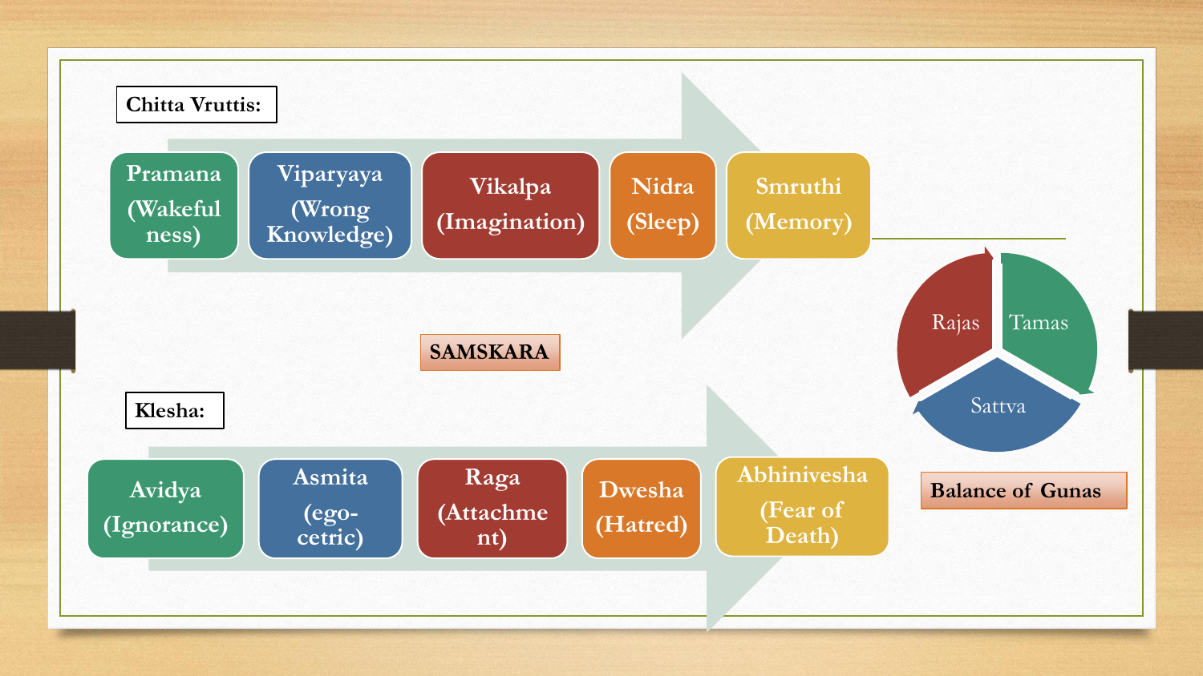**Chitta Vruttis:**

- Pramana (Wakeful ness)
- Viparyaya (Wrong Knowledge)
- Vikalpa (Imagination)
- Nidra (Sleep)
- Smruthi (Memory)

**SAMSKARA**

**Klesha:**

- Avidya (Ignorance)
- Asmita (ego-cetric)
- Raga (Attachme nt)
- Dwesha (Hatred)
- Abhinivesha (Fear of Death)

Rajas, Tamas, Sattva

**Balance of Gunas**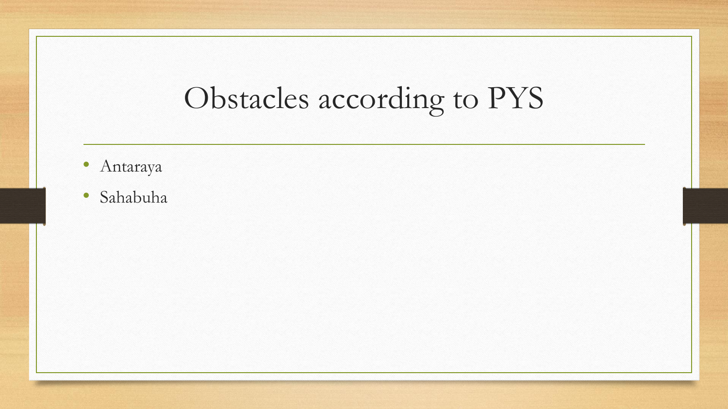# Obstacles according to PYS

- Antaraya
- Sahabuha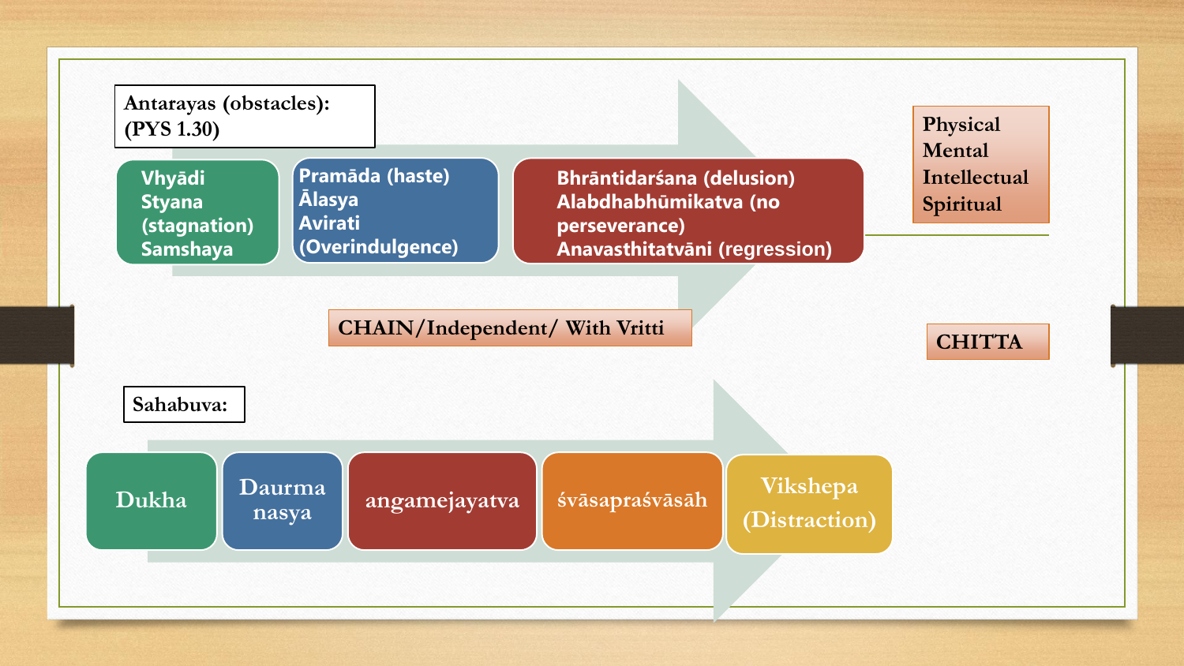**Antarayas (obstacles): (PYS 1.30)**

- Vhyādi
- Styana (stagnation)
- Samshaya

- Pramāda (haste)
- Ālasya
- Avirati (Overindulgence)

- Bhrāntidarśana (delusion)
- Alabdhabhūmikatva (no perseverance)
- Anavasthitatvāni (regression)

Physical
Mental
Intellectual
Spiritual

CHAIN/Independent/ With Vritti

CHITTA

**Sahabuva:**

- Dukha
- Daurmanasya
- angamejayatva
- śvāsapraśvāsāh
- Vikshepa (Distraction)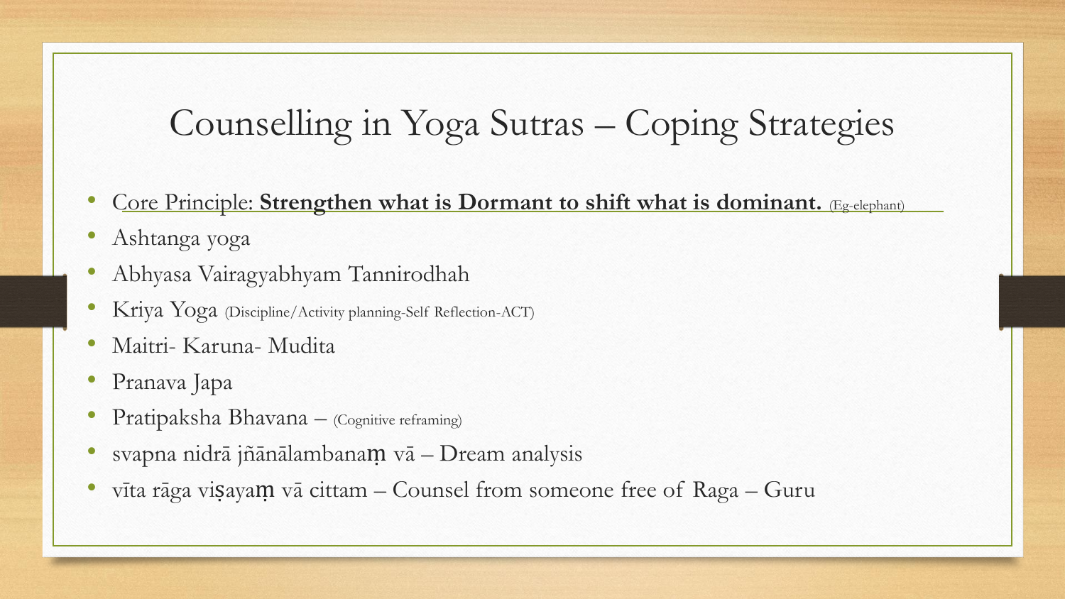# Counselling in Yoga Sutras – Coping Strategies

- Core Principle: **Strengthen what is Dormant to shift what is dominant.** (Eg-elephant)
- Ashtanga yoga
- Abhyasa Vairagyabhyam Tannirodhah
- Kriya Yoga (Discipline/Activity planning-Self Reflection-ACT)
- Maitri- Karuna- Mudita
- Pranava Japa
- Pratipaksha Bhavana – (Cognitive reframing)
- svapna nidrā jñānālambanaṃ vā – Dream analysis
- vīta rāga viṣayaṃ vā cittam – Counsel from someone free of Raga – Guru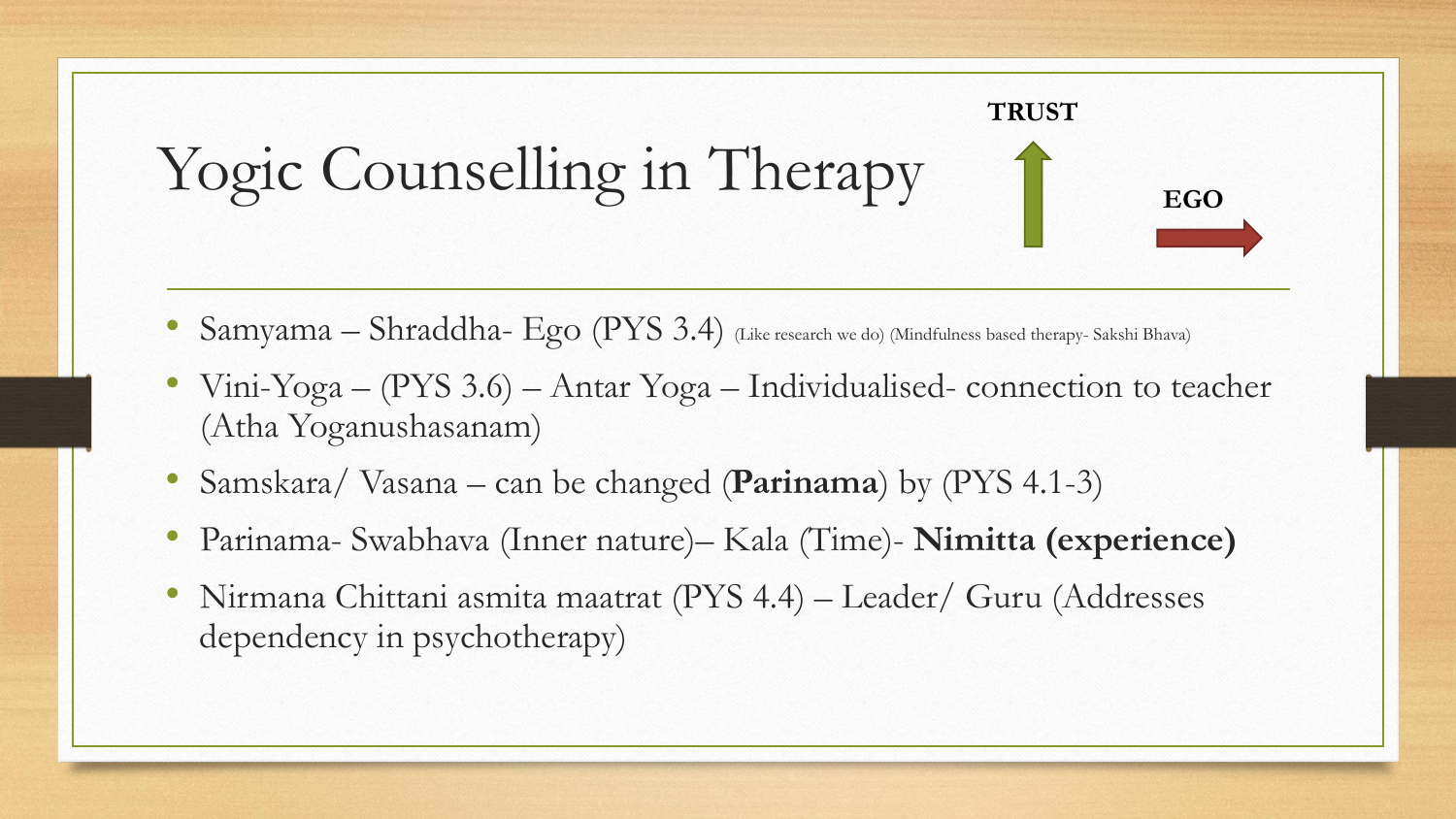# Yogic Counselling in Therapy

**TRUST**

**EGO**

- Samyama – Shraddha- Ego (PYS 3.4) (Like research we do) (Mindfulness based therapy- Sakshi Bhava)
- Vini-Yoga – (PYS 3.6) – Antar Yoga – Individualised- connection to teacher (Atha Yoganushasanam)
- Samskara/ Vasana – can be changed (**Parinama**) by (PYS 4.1-3)
- Parinama- Swabhava (Inner nature)– Kala (Time)- **Nimitta (experience)**
- Nirmana Chittani asmita maatrat (PYS 4.4) – Leader/ Guru (Addresses dependency in psychotherapy)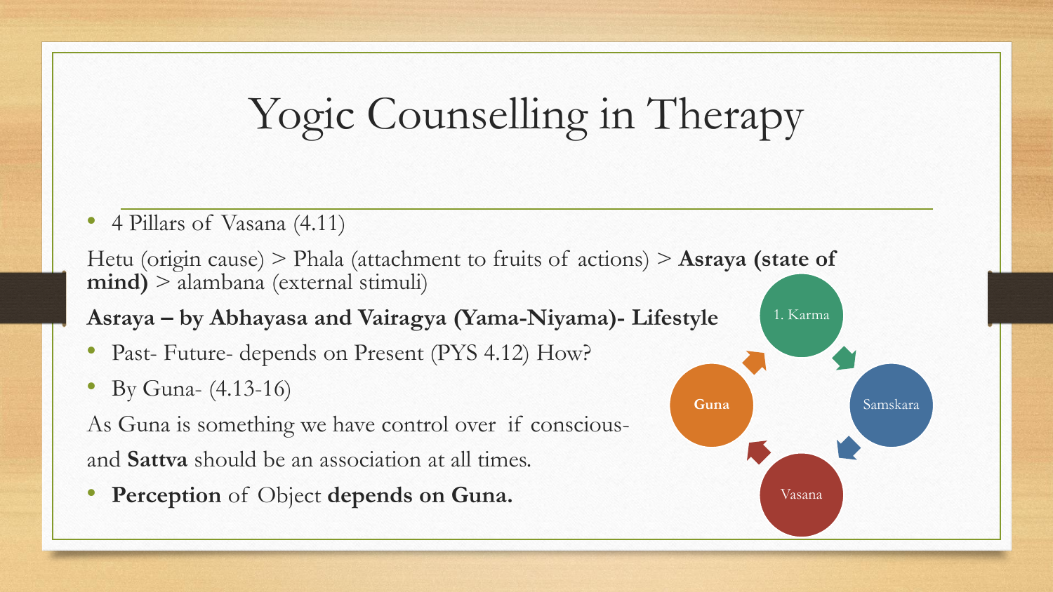# Yogic Counselling in Therapy

- 4 Pillars of Vasana (4.11)

Hetu (origin cause) > Phala (attachment to fruits of actions) > **Asraya (state of mind)** > alambana (external stimuli)

**Asraya – by Abhayasa and Vairagya (Yama-Niyama)- Lifestyle**

- Past- Future- depends on Present (PYS 4.12) How?
- By Guna- (4.13-16)

As Guna is something we have control over if conscious-

and **Sattva** should be an association at all times.

- **Perception** of Object **depends on Guna.**

1. Karma → Samskara → Vasana → **Guna** → 1. Karma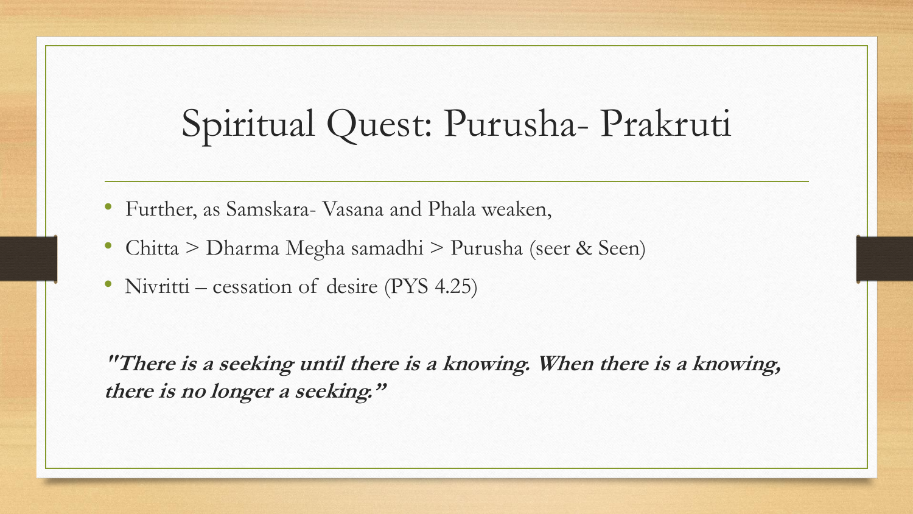# Spiritual Quest: Purusha- Prakruti

- Further, as Samskara- Vasana and Phala weaken,
- Chitta > Dharma Megha samadhi > Purusha (seer & Seen)
- Nivritti – cessation of desire (PYS 4.25)

***"There is a seeking until there is a knowing. When there is a knowing, there is no longer a seeking."***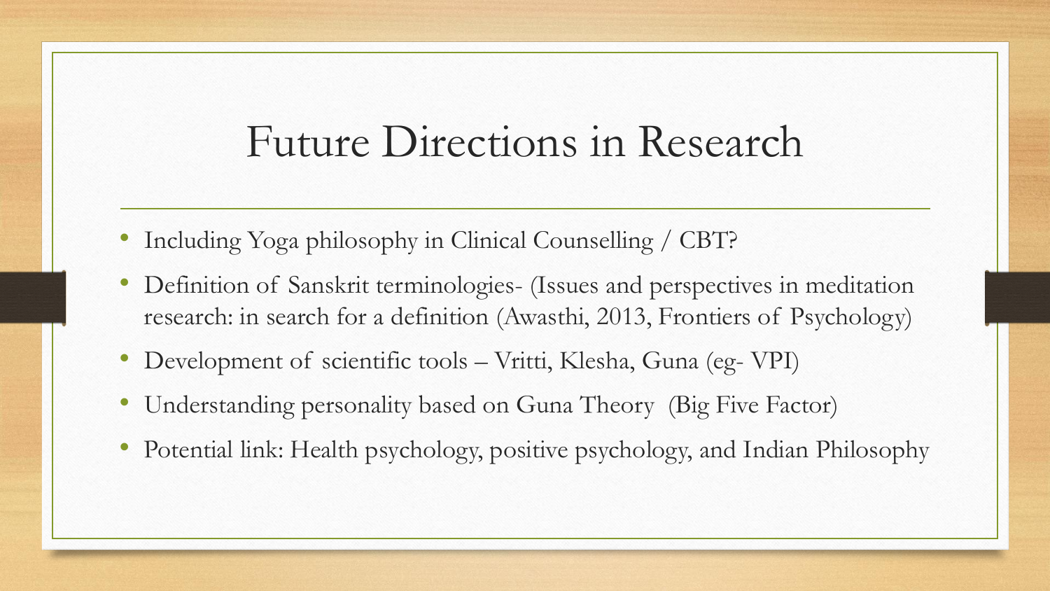# Future Directions in Research

- Including Yoga philosophy in Clinical Counselling / CBT?
- Definition of Sanskrit terminologies- (Issues and perspectives in meditation research: in search for a definition (Awasthi, 2013, Frontiers of Psychology)
- Development of scientific tools – Vritti, Klesha, Guna (eg- VPI)
- Understanding personality based on Guna Theory (Big Five Factor)
- Potential link: Health psychology, positive psychology, and Indian Philosophy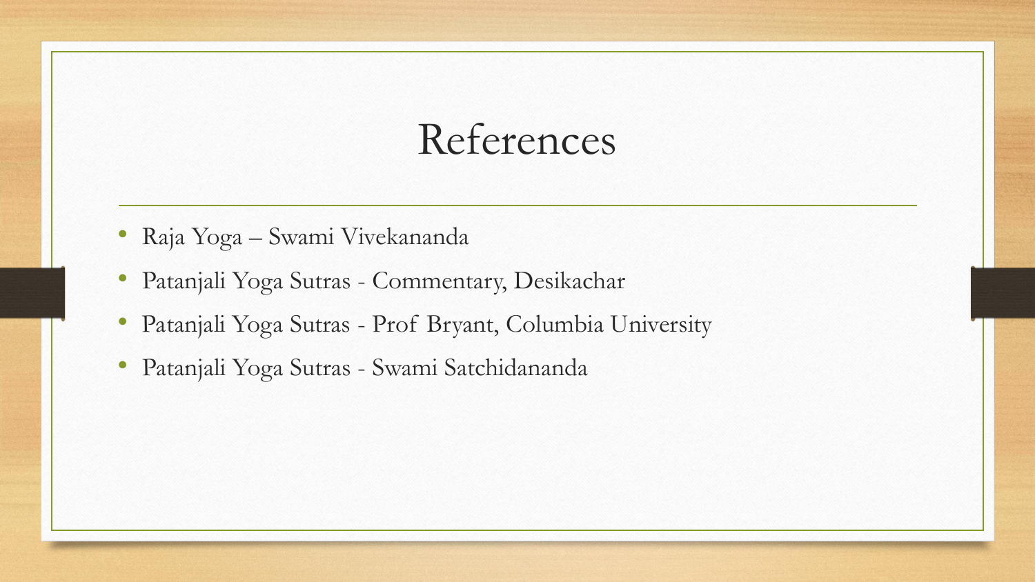# References

- Raja Yoga – Swami Vivekananda
- Patanjali Yoga Sutras - Commentary, Desikachar
- Patanjali Yoga Sutras - Prof Bryant, Columbia University
- Patanjali Yoga Sutras - Swami Satchidananda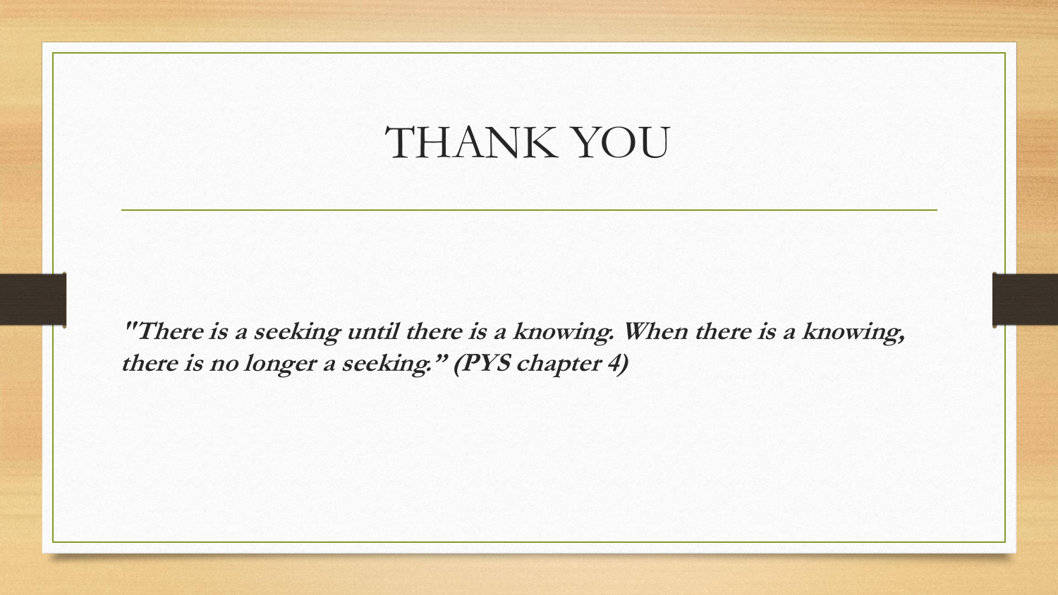# THANK YOU

***"There is a seeking until there is a knowing. When there is a knowing, there is no longer a seeking." (PYS chapter 4)***